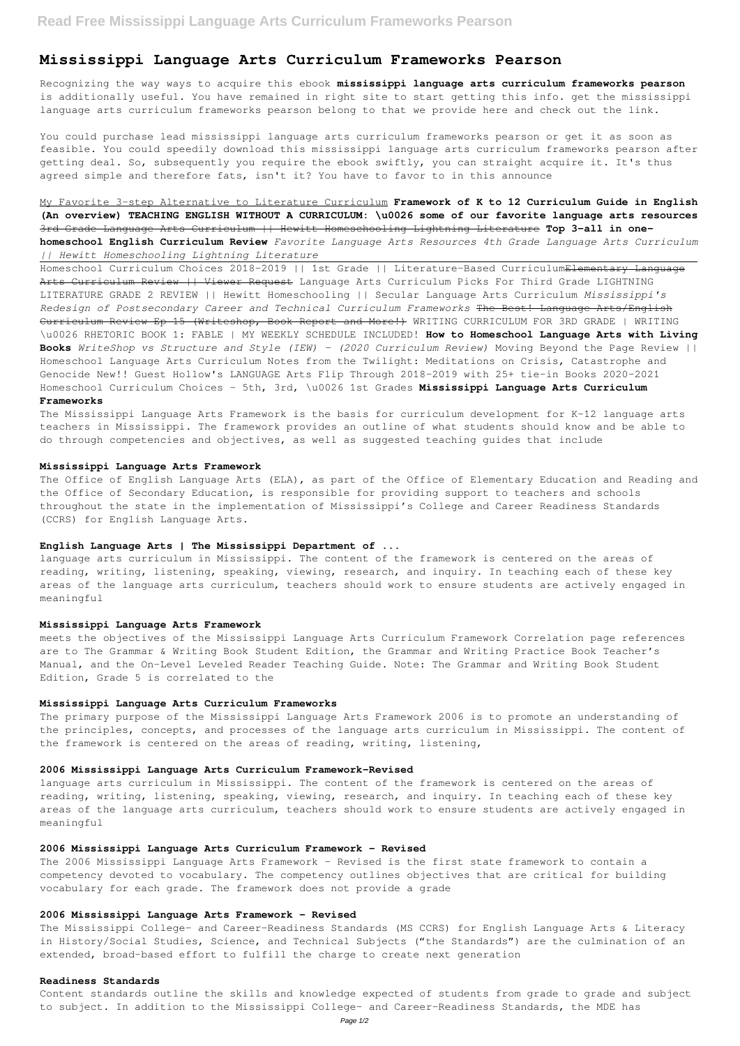# Mississippi Language Arts Curriculum Frameworks Pearson

Recognizing the way ways to acquire this ebook **mississippi language arts curriculum frameworks pearson** is additionally useful. You have remained in right site to start getting this info. get the mississippi language arts curriculum frameworks pearson belong to that we provide here and check out the link.

You could purchase lead mississippi language arts curriculum frameworks pearson or get it as soon as feasible. You could speedily download this mississippi language arts curriculum frameworks pearson after getting deal. So, subsequently you require the ebook swiftly, you can straight acquire it. It's thus agreed simple and therefore fats, isn't it? You have to favor to in this announce

My Favorite 3-step Alternative to Literature Curriculum **Framework of K to 12 Curriculum Guide in English (An overview) TEACHING ENGLISH WITHOUT A CURRICULUM: \u0026 some of our favorite language arts resources** ~~3rd Grade Language Arts Curriculum || Hewitt Homeschooling Lightning Literature~~ **Top 3-all in one-homeschool English Curriculum Review** *Favorite Language Arts Resources 4th Grade Language Arts Curriculum || Hewitt Homeschooling Lightning Literature*

Homeschool Curriculum Choices 2018-2019 || 1st Grade || Literature-Based Curriculum~~Elementary Language Arts Curriculum Review || Viewer Request~~ Language Arts Curriculum Picks For Third Grade LIGHTNING LITERATURE GRADE 2 REVIEW || Hewitt Homeschooling || Secular Language Arts Curriculum *Mississippi's Redesign of Postsecondary Career and Technical Curriculum Frameworks* ~~The Best! Language Arts/English Curriculum Review Ep 15 (Writeshop, Book Report and More!)~~ WRITING CURRICULUM FOR 3RD GRADE | WRITING \u0026 RHETORIC BOOK 1: FABLE | MY WEEKLY SCHEDULE INCLUDED! **How to Homeschool Language Arts with Living Books** *WriteShop vs Structure and Style (IEW) - (2020 Curriculum Review)* Moving Beyond the Page Review || Homeschool Language Arts Curriculum Notes from the Twilight: Meditations on Crisis, Catastrophe and Genocide New!! Guest Hollow's LANGUAGE Arts Flip Through 2018-2019 with 25+ tie-in Books 2020-2021 Homeschool Curriculum Choices - 5th, 3rd, \u0026 1st Grades **Mississippi Language Arts Curriculum Frameworks**

The Mississippi Language Arts Framework is the basis for curriculum development for K-12 language arts teachers in Mississippi. The framework provides an outline of what students should know and be able to do through competencies and objectives, as well as suggested teaching guides that include

### Mississippi Language Arts Framework

The Office of English Language Arts (ELA), as part of the Office of Elementary Education and Reading and the Office of Secondary Education, is responsible for providing support to teachers and schools throughout the state in the implementation of Mississippi's College and Career Readiness Standards (CCRS) for English Language Arts.

### English Language Arts | The Mississippi Department of ...

language arts curriculum in Mississippi. The content of the framework is centered on the areas of reading, writing, listening, speaking, viewing, research, and inquiry. In teaching each of these key areas of the language arts curriculum, teachers should work to ensure students are actively engaged in meaningful

### Mississippi Language Arts Framework

meets the objectives of the Mississippi Language Arts Curriculum Framework Correlation page references are to The Grammar & Writing Book Student Edition, the Grammar and Writing Practice Book Teacher's Manual, and the On-Level Leveled Reader Teaching Guide. Note: The Grammar and Writing Book Student Edition, Grade 5 is correlated to the

### Mississippi Language Arts Curriculum Frameworks

The primary purpose of the Mississippi Language Arts Framework 2006 is to promote an understanding of the principles, concepts, and processes of the language arts curriculum in Mississippi. The content of the framework is centered on the areas of reading, writing, listening,

### 2006 Mississippi Language Arts Curriculum Framework-Revised

language arts curriculum in Mississippi. The content of the framework is centered on the areas of reading, writing, listening, speaking, viewing, research, and inquiry. In teaching each of these key areas of the language arts curriculum, teachers should work to ensure students are actively engaged in meaningful

### 2006 Mississippi Language Arts Curriculum Framework - Revised

The 2006 Mississippi Language Arts Framework - Revised is the first state framework to contain a competency devoted to vocabulary. The competency outlines objectives that are critical for building vocabulary for each grade. The framework does not provide a grade

### 2006 Mississippi Language Arts Framework - Revised

The Mississippi College- and Career-Readiness Standards (MS CCRS) for English Language Arts & Literacy in History/Social Studies, Science, and Technical Subjects ("the Standards") are the culmination of an extended, broad-based effort to fulfill the charge to create next generation

### Readiness Standards

Content standards outline the skills and knowledge expected of students from grade to grade and subject to subject. In addition to the Mississippi College- and Career-Readiness Standards, the MDE has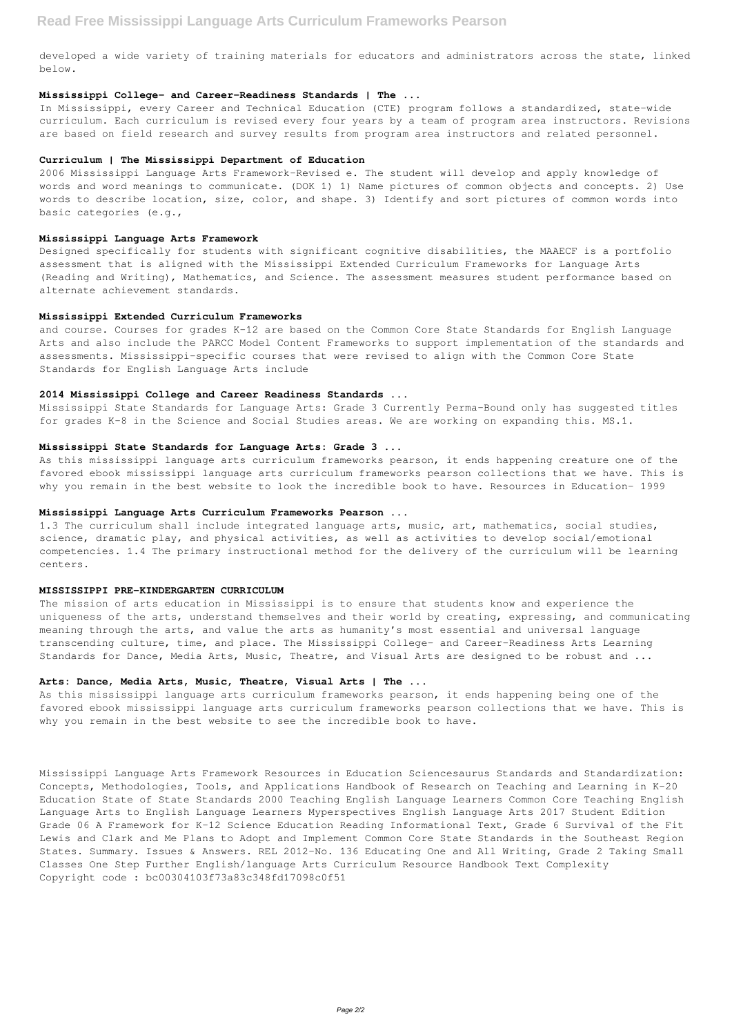developed a wide variety of training materials for educators and administrators across the state, linked below.

### Mississippi College- and Career-Readiness Standards | The ...

In Mississippi, every Career and Technical Education (CTE) program follows a standardized, state-wide curriculum. Each curriculum is revised every four years by a team of program area instructors. Revisions are based on field research and survey results from program area instructors and related personnel.

### Curriculum | The Mississippi Department of Education

2006 Mississippi Language Arts Framework-Revised e. The student will develop and apply knowledge of words and word meanings to communicate. (DOK 1) 1) Name pictures of common objects and concepts. 2) Use words to describe location, size, color, and shape. 3) Identify and sort pictures of common words into basic categories (e.g.,

### Mississippi Language Arts Framework

Designed specifically for students with significant cognitive disabilities, the MAAECF is a portfolio assessment that is aligned with the Mississippi Extended Curriculum Frameworks for Language Arts (Reading and Writing), Mathematics, and Science. The assessment measures student performance based on alternate achievement standards.

### Mississippi Extended Curriculum Frameworks

and course. Courses for grades K-12 are based on the Common Core State Standards for English Language Arts and also include the PARCC Model Content Frameworks to support implementation of the standards and assessments. Mississippi-specific courses that were revised to align with the Common Core State Standards for English Language Arts include

### 2014 Mississippi College and Career Readiness Standards ...

Mississippi State Standards for Language Arts: Grade 3 Currently Perma-Bound only has suggested titles for grades K-8 in the Science and Social Studies areas. We are working on expanding this. MS.1.

### Mississippi State Standards for Language Arts: Grade 3 ...

As this mississippi language arts curriculum frameworks pearson, it ends happening creature one of the favored ebook mississippi language arts curriculum frameworks pearson collections that we have. This is why you remain in the best website to look the incredible book to have. Resources in Education- 1999

### Mississippi Language Arts Curriculum Frameworks Pearson ...

1.3 The curriculum shall include integrated language arts, music, art, mathematics, social studies, science, dramatic play, and physical activities, as well as activities to develop social/emotional competencies. 1.4 The primary instructional method for the delivery of the curriculum will be learning centers.

### MISSISSIPPI PRE-KINDERGARTEN CURRICULUM

The mission of arts education in Mississippi is to ensure that students know and experience the uniqueness of the arts, understand themselves and their world by creating, expressing, and communicating meaning through the arts, and value the arts as humanity's most essential and universal language transcending culture, time, and place. The Mississippi College- and Career-Readiness Arts Learning Standards for Dance, Media Arts, Music, Theatre, and Visual Arts are designed to be robust and ...

### Arts: Dance, Media Arts, Music, Theatre, Visual Arts | The ...

As this mississippi language arts curriculum frameworks pearson, it ends happening being one of the favored ebook mississippi language arts curriculum frameworks pearson collections that we have. This is why you remain in the best website to see the incredible book to have.

Mississippi Language Arts Framework Resources in Education Sciencesaurus Standards and Standardization: Concepts, Methodologies, Tools, and Applications Handbook of Research on Teaching and Learning in K-20 Education State of State Standards 2000 Teaching English Language Learners Common Core Teaching English Language Arts to English Language Learners Myperspectives English Language Arts 2017 Student Edition Grade 06 A Framework for K-12 Science Education Reading Informational Text, Grade 6 Survival of the Fit Lewis and Clark and Me Plans to Adopt and Implement Common Core State Standards in the Southeast Region States. Summary. Issues & Answers. REL 2012-No. 136 Educating One and All Writing, Grade 2 Taking Small Classes One Step Further English/language Arts Curriculum Resource Handbook Text Complexity
Copyright code : bc00304103f73a83c348fd17098c0f51